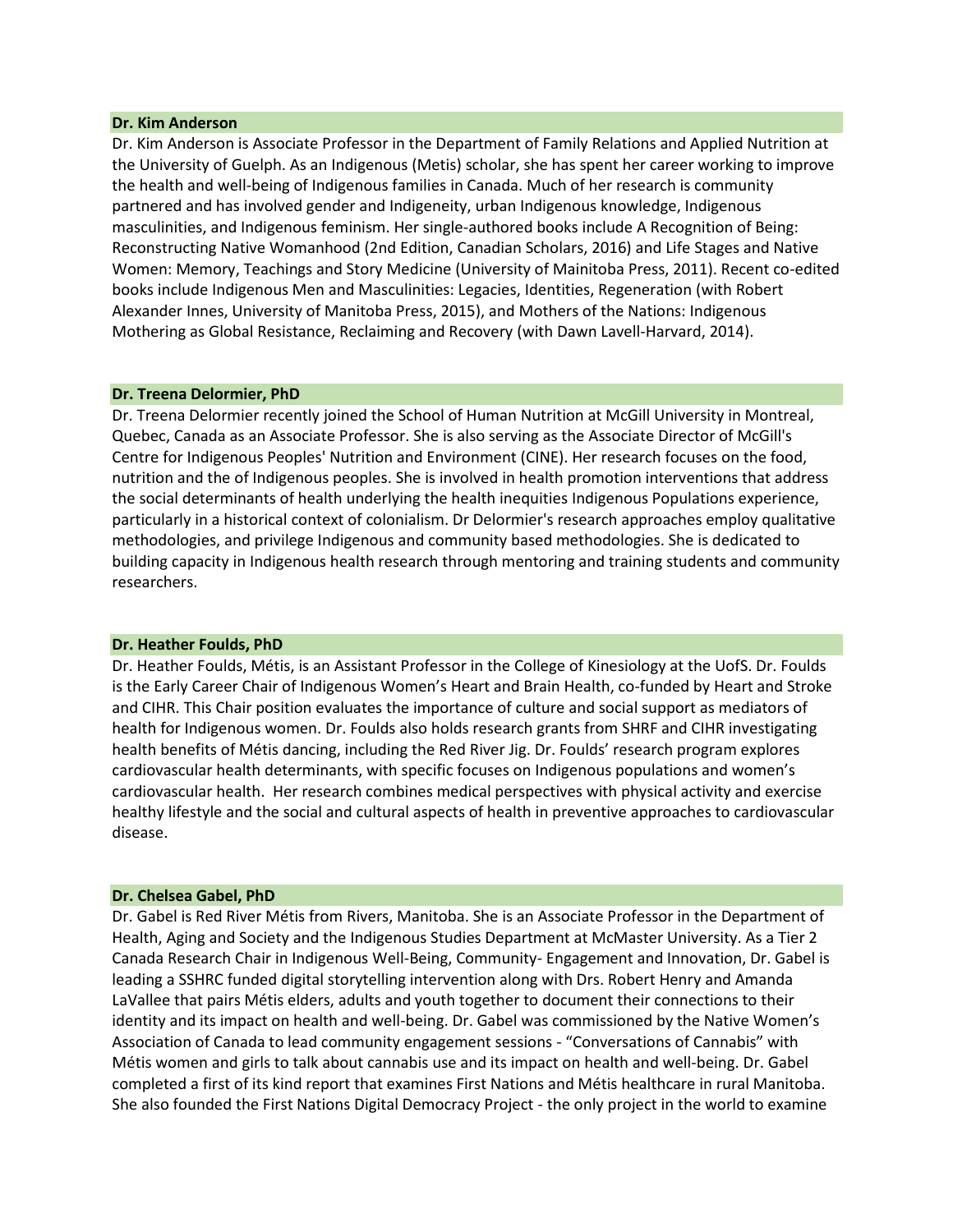**Dr. Kim Anderson**

Dr. Kim Anderson is Associate Professor in the Department of Family Relations and Applied Nutrition at the University of Guelph. As an Indigenous (Metis) scholar, she has spent her career working to improve the health and well-being of Indigenous families in Canada. Much of her research is community partnered and has involved gender and Indigeneity, urban Indigenous knowledge, Indigenous masculinities, and Indigenous feminism. Her single-authored books include A Recognition of Being: Reconstructing Native Womanhood (2nd Edition, Canadian Scholars, 2016) and Life Stages and Native Women: Memory, Teachings and Story Medicine (University of Mainitoba Press, 2011). Recent co-edited books include Indigenous Men and Masculinities: Legacies, Identities, Regeneration (with Robert Alexander Innes, University of Manitoba Press, 2015), and Mothers of the Nations: Indigenous Mothering as Global Resistance, Reclaiming and Recovery (with Dawn Lavell-Harvard, 2014).

**Dr. Treena Delormier, PhD**

Dr. Treena Delormier recently joined the School of Human Nutrition at McGill University in Montreal, Quebec, Canada as an Associate Professor. She is also serving as the Associate Director of McGill's Centre for Indigenous Peoples' Nutrition and Environment (CINE). Her research focuses on the food, nutrition and the of Indigenous peoples. She is involved in health promotion interventions that address the social determinants of health underlying the health inequities Indigenous Populations experience, particularly in a historical context of colonialism. Dr Delormier's research approaches employ qualitative methodologies, and privilege Indigenous and community based methodologies. She is dedicated to building capacity in Indigenous health research through mentoring and training students and community researchers.

**Dr. Heather Foulds, PhD**

Dr. Heather Foulds, Métis, is an Assistant Professor in the College of Kinesiology at the UofS. Dr. Foulds is the Early Career Chair of Indigenous Women's Heart and Brain Health, co-funded by Heart and Stroke and CIHR. This Chair position evaluates the importance of culture and social support as mediators of health for Indigenous women. Dr. Foulds also holds research grants from SHRF and CIHR investigating health benefits of Métis dancing, including the Red River Jig. Dr. Foulds' research program explores cardiovascular health determinants, with specific focuses on Indigenous populations and women's cardiovascular health. Her research combines medical perspectives with physical activity and exercise healthy lifestyle and the social and cultural aspects of health in preventive approaches to cardiovascular disease.

**Dr. Chelsea Gabel, PhD**

Dr. Gabel is Red River Métis from Rivers, Manitoba. She is an Associate Professor in the Department of Health, Aging and Society and the Indigenous Studies Department at McMaster University. As a Tier 2 Canada Research Chair in Indigenous Well-Being, Community- Engagement and Innovation, Dr. Gabel is leading a SSHRC funded digital storytelling intervention along with Drs. Robert Henry and Amanda LaVallee that pairs Métis elders, adults and youth together to document their connections to their identity and its impact on health and well-being. Dr. Gabel was commissioned by the Native Women's Association of Canada to lead community engagement sessions - "Conversations of Cannabis" with Métis women and girls to talk about cannabis use and its impact on health and well-being. Dr. Gabel completed a first of its kind report that examines First Nations and Métis healthcare in rural Manitoba. She also founded the First Nations Digital Democracy Project - the only project in the world to examine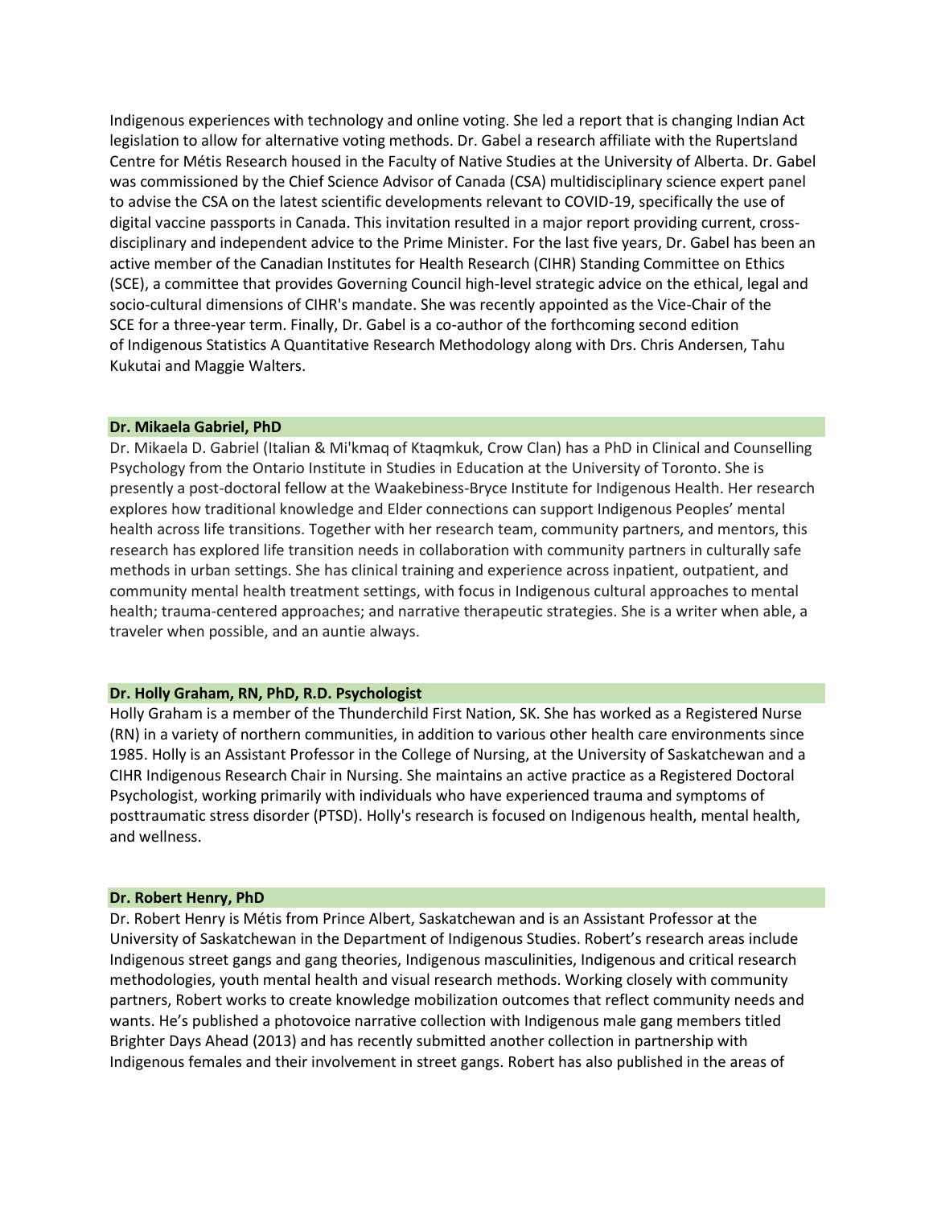Indigenous experiences with technology and online voting. She led a report that is changing Indian Act legislation to allow for alternative voting methods. Dr. Gabel a research affiliate with the Rupertsland Centre for Métis Research housed in the Faculty of Native Studies at the University of Alberta. Dr. Gabel was commissioned by the Chief Science Advisor of Canada (CSA) multidisciplinary science expert panel to advise the CSA on the latest scientific developments relevant to COVID-19, specifically the use of digital vaccine passports in Canada. This invitation resulted in a major report providing current, cross-disciplinary and independent advice to the Prime Minister. For the last five years, Dr. Gabel has been an active member of the Canadian Institutes for Health Research (CIHR) Standing Committee on Ethics (SCE), a committee that provides Governing Council high-level strategic advice on the ethical, legal and socio-cultural dimensions of CIHR's mandate. She was recently appointed as the Vice-Chair of the SCE for a three-year term. Finally, Dr. Gabel is a co-author of the forthcoming second edition of Indigenous Statistics A Quantitative Research Methodology along with Drs. Chris Andersen, Tahu Kukutai and Maggie Walters.

### Dr. Mikaela Gabriel, PhD

Dr. Mikaela D. Gabriel (Italian & Mi'kmaq of Ktaqmkuk, Crow Clan) has a PhD in Clinical and Counselling Psychology from the Ontario Institute in Studies in Education at the University of Toronto. She is presently a post-doctoral fellow at the Waakebiness-Bryce Institute for Indigenous Health. Her research explores how traditional knowledge and Elder connections can support Indigenous Peoples' mental health across life transitions. Together with her research team, community partners, and mentors, this research has explored life transition needs in collaboration with community partners in culturally safe methods in urban settings. She has clinical training and experience across inpatient, outpatient, and community mental health treatment settings, with focus in Indigenous cultural approaches to mental health; trauma-centered approaches; and narrative therapeutic strategies. She is a writer when able, a traveler when possible, and an auntie always.

### Dr. Holly Graham, RN, PhD, R.D. Psychologist

Holly Graham is a member of the Thunderchild First Nation, SK. She has worked as a Registered Nurse (RN) in a variety of northern communities, in addition to various other health care environments since 1985. Holly is an Assistant Professor in the College of Nursing, at the University of Saskatchewan and a CIHR Indigenous Research Chair in Nursing. She maintains an active practice as a Registered Doctoral Psychologist, working primarily with individuals who have experienced trauma and symptoms of posttraumatic stress disorder (PTSD). Holly's research is focused on Indigenous health, mental health, and wellness.

### Dr. Robert Henry, PhD

Dr. Robert Henry is Métis from Prince Albert, Saskatchewan and is an Assistant Professor at the University of Saskatchewan in the Department of Indigenous Studies. Robert's research areas include Indigenous street gangs and gang theories, Indigenous masculinities, Indigenous and critical research methodologies, youth mental health and visual research methods. Working closely with community partners, Robert works to create knowledge mobilization outcomes that reflect community needs and wants. He's published a photovoice narrative collection with Indigenous male gang members titled Brighter Days Ahead (2013) and has recently submitted another collection in partnership with Indigenous females and their involvement in street gangs. Robert has also published in the areas of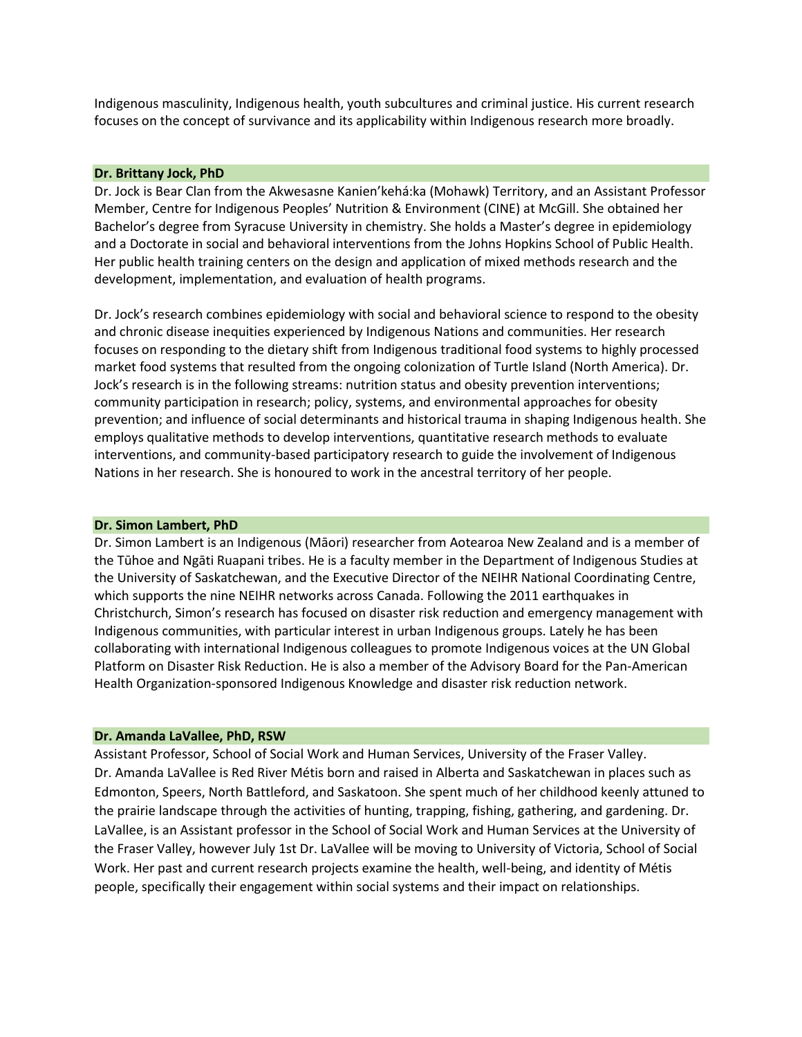Indigenous masculinity, Indigenous health, youth subcultures and criminal justice. His current research focuses on the concept of survivance and its applicability within Indigenous research more broadly.

### Dr. Brittany Jock, PhD

Dr. Jock is Bear Clan from the Akwesasne Kanien'kehá:ka (Mohawk) Territory, and an Assistant Professor Member, Centre for Indigenous Peoples' Nutrition & Environment (CINE) at McGill. She obtained her Bachelor's degree from Syracuse University in chemistry. She holds a Master's degree in epidemiology and a Doctorate in social and behavioral interventions from the Johns Hopkins School of Public Health. Her public health training centers on the design and application of mixed methods research and the development, implementation, and evaluation of health programs.

Dr. Jock's research combines epidemiology with social and behavioral science to respond to the obesity and chronic disease inequities experienced by Indigenous Nations and communities. Her research focuses on responding to the dietary shift from Indigenous traditional food systems to highly processed market food systems that resulted from the ongoing colonization of Turtle Island (North America). Dr. Jock's research is in the following streams: nutrition status and obesity prevention interventions; community participation in research; policy, systems, and environmental approaches for obesity prevention; and influence of social determinants and historical trauma in shaping Indigenous health. She employs qualitative methods to develop interventions, quantitative research methods to evaluate interventions, and community-based participatory research to guide the involvement of Indigenous Nations in her research. She is honoured to work in the ancestral territory of her people.

### Dr. Simon Lambert, PhD

Dr. Simon Lambert is an Indigenous (Māori) researcher from Aotearoa New Zealand and is a member of the Tūhoe and Ngāti Ruapani tribes. He is a faculty member in the Department of Indigenous Studies at the University of Saskatchewan, and the Executive Director of the NEIHR National Coordinating Centre, which supports the nine NEIHR networks across Canada. Following the 2011 earthquakes in Christchurch, Simon's research has focused on disaster risk reduction and emergency management with Indigenous communities, with particular interest in urban Indigenous groups. Lately he has been collaborating with international Indigenous colleagues to promote Indigenous voices at the UN Global Platform on Disaster Risk Reduction. He is also a member of the Advisory Board for the Pan-American Health Organization-sponsored Indigenous Knowledge and disaster risk reduction network.

### Dr. Amanda LaVallee, PhD, RSW

Assistant Professor, School of Social Work and Human Services, University of the Fraser Valley.
Dr. Amanda LaVallee is Red River Métis born and raised in Alberta and Saskatchewan in places such as Edmonton, Speers, North Battleford, and Saskatoon. She spent much of her childhood keenly attuned to the prairie landscape through the activities of hunting, trapping, fishing, gathering, and gardening. Dr. LaVallee, is an Assistant professor in the School of Social Work and Human Services at the University of the Fraser Valley, however July 1st Dr. LaVallee will be moving to University of Victoria, School of Social Work. Her past and current research projects examine the health, well-being, and identity of Métis people, specifically their engagement within social systems and their impact on relationships.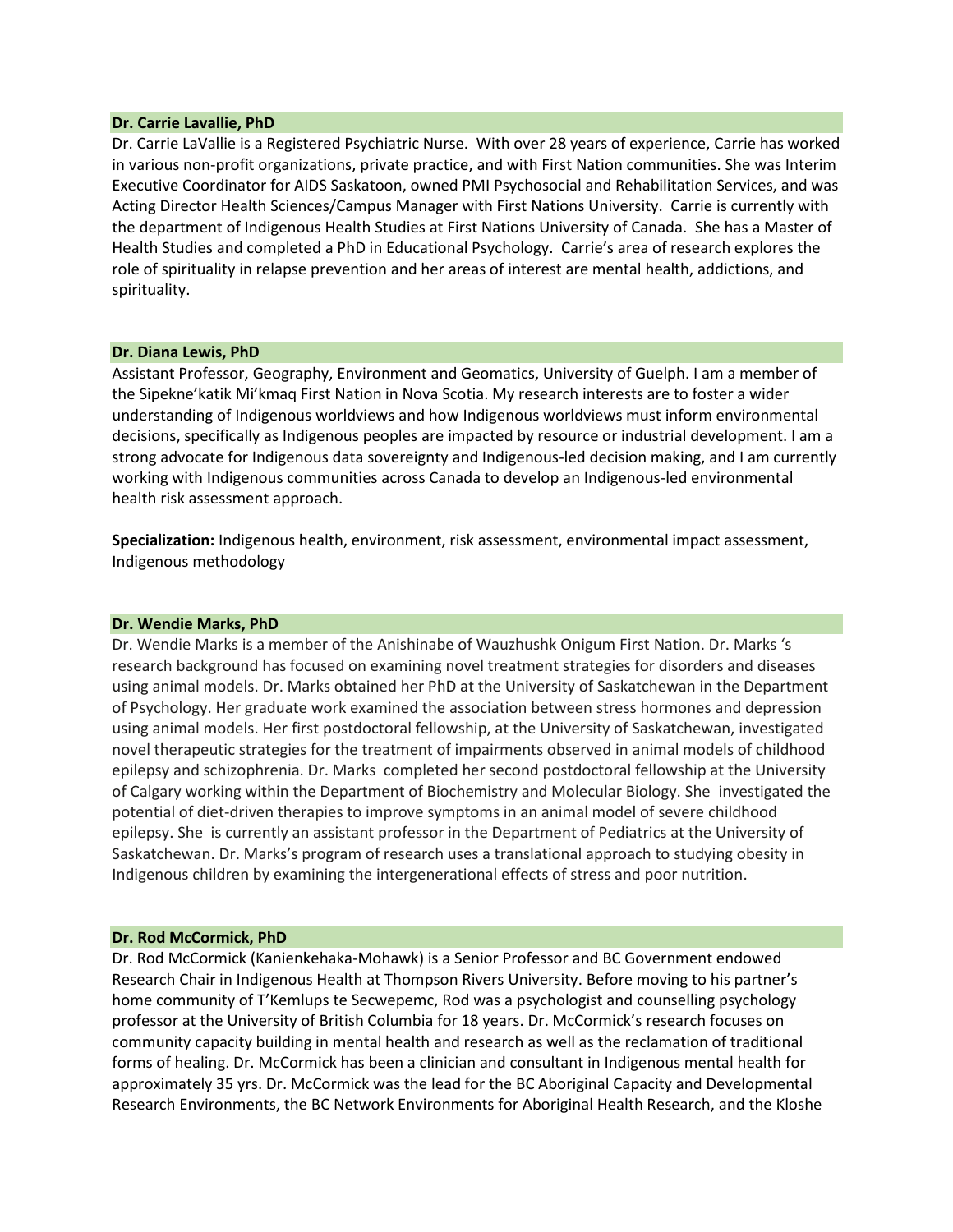### Dr. Carrie Lavallie, PhD

Dr. Carrie LaVallie is a Registered Psychiatric Nurse. With over 28 years of experience, Carrie has worked in various non-profit organizations, private practice, and with First Nation communities. She was Interim Executive Coordinator for AIDS Saskatoon, owned PMI Psychosocial and Rehabilitation Services, and was Acting Director Health Sciences/Campus Manager with First Nations University. Carrie is currently with the department of Indigenous Health Studies at First Nations University of Canada. She has a Master of Health Studies and completed a PhD in Educational Psychology. Carrie's area of research explores the role of spirituality in relapse prevention and her areas of interest are mental health, addictions, and spirituality.

### Dr. Diana Lewis, PhD

Assistant Professor, Geography, Environment and Geomatics, University of Guelph. I am a member of the Sipekne'katik Mi'kmaq First Nation in Nova Scotia. My research interests are to foster a wider understanding of Indigenous worldviews and how Indigenous worldviews must inform environmental decisions, specifically as Indigenous peoples are impacted by resource or industrial development. I am a strong advocate for Indigenous data sovereignty and Indigenous-led decision making, and I am currently working with Indigenous communities across Canada to develop an Indigenous-led environmental health risk assessment approach.

**Specialization:** Indigenous health, environment, risk assessment, environmental impact assessment, Indigenous methodology

### Dr. Wendie Marks, PhD

Dr. Wendie Marks is a member of the Anishinabe of Wauzhushk Onigum First Nation. Dr. Marks 's research background has focused on examining novel treatment strategies for disorders and diseases using animal models. Dr. Marks obtained her PhD at the University of Saskatchewan in the Department of Psychology. Her graduate work examined the association between stress hormones and depression using animal models. Her first postdoctoral fellowship, at the University of Saskatchewan, investigated novel therapeutic strategies for the treatment of impairments observed in animal models of childhood epilepsy and schizophrenia. Dr. Marks completed her second postdoctoral fellowship at the University of Calgary working within the Department of Biochemistry and Molecular Biology. She investigated the potential of diet-driven therapies to improve symptoms in an animal model of severe childhood epilepsy. She is currently an assistant professor in the Department of Pediatrics at the University of Saskatchewan. Dr. Marks's program of research uses a translational approach to studying obesity in Indigenous children by examining the intergenerational effects of stress and poor nutrition.

### Dr. Rod McCormick, PhD

Dr. Rod McCormick (Kanienkehaka-Mohawk) is a Senior Professor and BC Government endowed Research Chair in Indigenous Health at Thompson Rivers University. Before moving to his partner's home community of T'Kemlups te Secwepemc, Rod was a psychologist and counselling psychology professor at the University of British Columbia for 18 years. Dr. McCormick's research focuses on community capacity building in mental health and research as well as the reclamation of traditional forms of healing. Dr. McCormick has been a clinician and consultant in Indigenous mental health for approximately 35 yrs. Dr. McCormick was the lead for the BC Aboriginal Capacity and Developmental Research Environments, the BC Network Environments for Aboriginal Health Research, and the Kloshe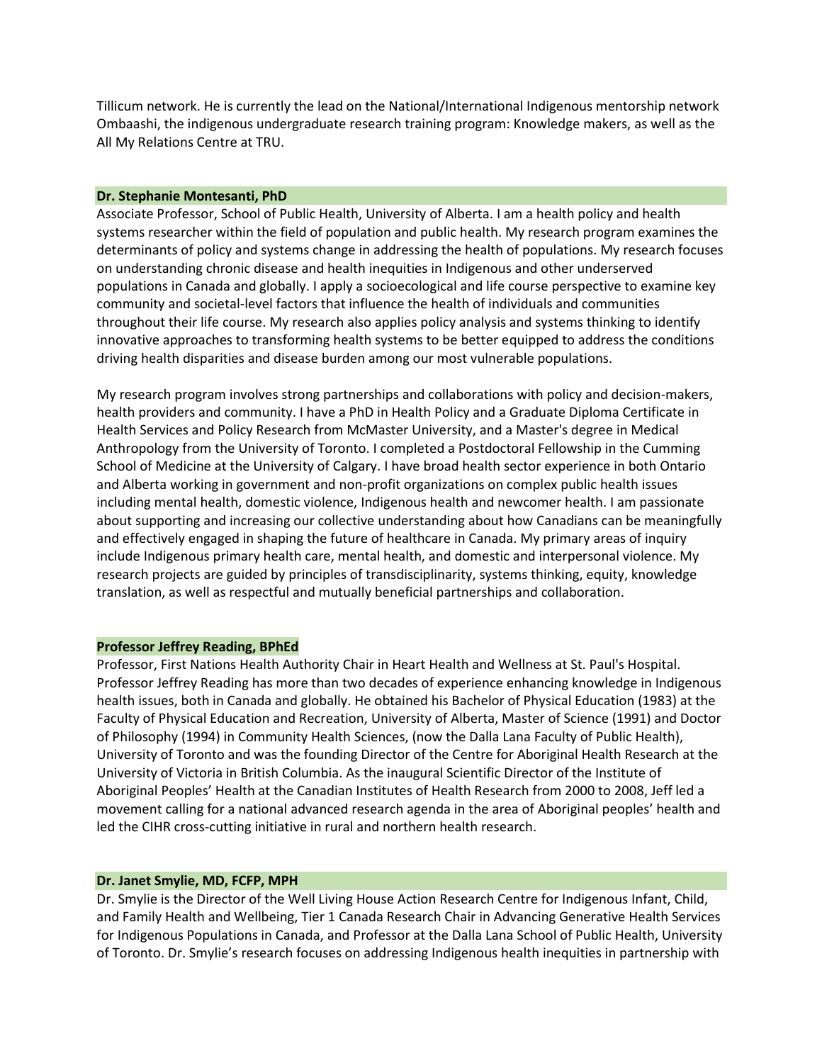Tillicum network. He is currently the lead on the National/International Indigenous mentorship network Ombaashi, the indigenous undergraduate research training program: Knowledge makers, as well as the All My Relations Centre at TRU.

**Dr. Stephanie Montesanti, PhD**

Associate Professor, School of Public Health, University of Alberta. I am a health policy and health systems researcher within the field of population and public health. My research program examines the determinants of policy and systems change in addressing the health of populations. My research focuses on understanding chronic disease and health inequities in Indigenous and other underserved populations in Canada and globally. I apply a socioecological and life course perspective to examine key community and societal-level factors that influence the health of individuals and communities throughout their life course. My research also applies policy analysis and systems thinking to identify innovative approaches to transforming health systems to be better equipped to address the conditions driving health disparities and disease burden among our most vulnerable populations.

My research program involves strong partnerships and collaborations with policy and decision-makers, health providers and community. I have a PhD in Health Policy and a Graduate Diploma Certificate in Health Services and Policy Research from McMaster University, and a Master's degree in Medical Anthropology from the University of Toronto. I completed a Postdoctoral Fellowship in the Cumming School of Medicine at the University of Calgary. I have broad health sector experience in both Ontario and Alberta working in government and non-profit organizations on complex public health issues including mental health, domestic violence, Indigenous health and newcomer health. I am passionate about supporting and increasing our collective understanding about how Canadians can be meaningfully and effectively engaged in shaping the future of healthcare in Canada. My primary areas of inquiry include Indigenous primary health care, mental health, and domestic and interpersonal violence. My research projects are guided by principles of transdisciplinarity, systems thinking, equity, knowledge translation, as well as respectful and mutually beneficial partnerships and collaboration.

**Professor Jeffrey Reading, BPhEd**

Professor, First Nations Health Authority Chair in Heart Health and Wellness at St. Paul's Hospital. Professor Jeffrey Reading has more than two decades of experience enhancing knowledge in Indigenous health issues, both in Canada and globally. He obtained his Bachelor of Physical Education (1983) at the Faculty of Physical Education and Recreation, University of Alberta, Master of Science (1991) and Doctor of Philosophy (1994) in Community Health Sciences, (now the Dalla Lana Faculty of Public Health), University of Toronto and was the founding Director of the Centre for Aboriginal Health Research at the University of Victoria in British Columbia. As the inaugural Scientific Director of the Institute of Aboriginal Peoples' Health at the Canadian Institutes of Health Research from 2000 to 2008, Jeff led a movement calling for a national advanced research agenda in the area of Aboriginal peoples' health and led the CIHR cross-cutting initiative in rural and northern health research.

**Dr. Janet Smylie, MD, FCFP, MPH**

Dr. Smylie is the Director of the Well Living House Action Research Centre for Indigenous Infant, Child, and Family Health and Wellbeing, Tier 1 Canada Research Chair in Advancing Generative Health Services for Indigenous Populations in Canada, and Professor at the Dalla Lana School of Public Health, University of Toronto. Dr. Smylie's research focuses on addressing Indigenous health inequities in partnership with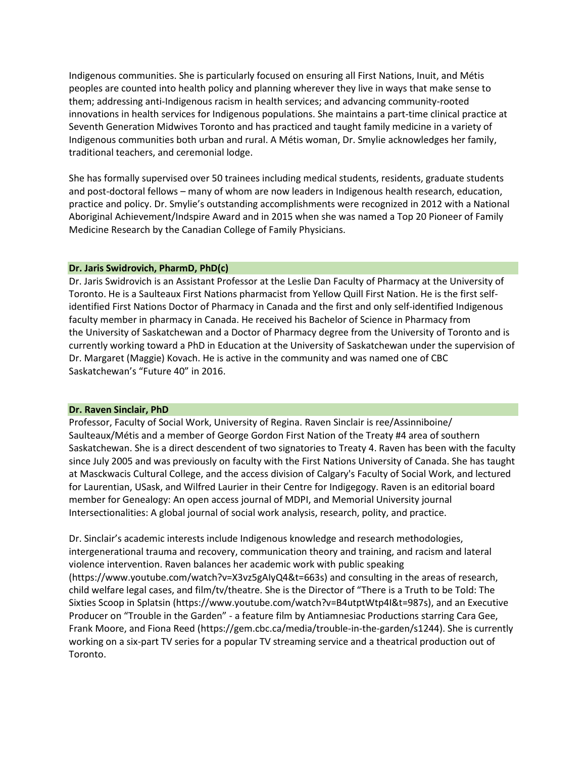Indigenous communities. She is particularly focused on ensuring all First Nations, Inuit, and Métis peoples are counted into health policy and planning wherever they live in ways that make sense to them; addressing anti-Indigenous racism in health services; and advancing community-rooted innovations in health services for Indigenous populations. She maintains a part-time clinical practice at Seventh Generation Midwives Toronto and has practiced and taught family medicine in a variety of Indigenous communities both urban and rural. A Métis woman, Dr. Smylie acknowledges her family, traditional teachers, and ceremonial lodge.

She has formally supervised over 50 trainees including medical students, residents, graduate students and post-doctoral fellows – many of whom are now leaders in Indigenous health research, education, practice and policy. Dr. Smylie's outstanding accomplishments were recognized in 2012 with a National Aboriginal Achievement/Indspire Award and in 2015 when she was named a Top 20 Pioneer of Family Medicine Research by the Canadian College of Family Physicians.

### Dr. Jaris Swidrovich, PharmD, PhD(c)

Dr. Jaris Swidrovich is an Assistant Professor at the Leslie Dan Faculty of Pharmacy at the University of Toronto. He is a Saulteaux First Nations pharmacist from Yellow Quill First Nation. He is the first self-identified First Nations Doctor of Pharmacy in Canada and the first and only self-identified Indigenous faculty member in pharmacy in Canada. He received his Bachelor of Science in Pharmacy from the University of Saskatchewan and a Doctor of Pharmacy degree from the University of Toronto and is currently working toward a PhD in Education at the University of Saskatchewan under the supervision of Dr. Margaret (Maggie) Kovach. He is active in the community and was named one of CBC Saskatchewan's "Future 40" in 2016.

### Dr. Raven Sinclair, PhD

Professor, Faculty of Social Work, University of Regina. Raven Sinclair is ree/Assinniboine/ Saulteaux/Métis and a member of George Gordon First Nation of the Treaty #4 area of southern Saskatchewan. She is a direct descendent of two signatories to Treaty 4. Raven has been with the faculty since July 2005 and was previously on faculty with the First Nations University of Canada. She has taught at Masckwacis Cultural College, and the access division of Calgary's Faculty of Social Work, and lectured for Laurentian, USask, and Wilfred Laurier in their Centre for Indigegogy. Raven is an editorial board member for Genealogy: An open access journal of MDPI, and Memorial University journal Intersectionalities: A global journal of social work analysis, research, polity, and practice.

Dr. Sinclair's academic interests include Indigenous knowledge and research methodologies, intergenerational trauma and recovery, communication theory and training, and racism and lateral violence intervention. Raven balances her academic work with public speaking (https://www.youtube.com/watch?v=X3vz5gAIyQ4&t=663s) and consulting in the areas of research, child welfare legal cases, and film/tv/theatre. She is the Director of "There is a Truth to be Told: The Sixties Scoop in Splatsin (https://www.youtube.com/watch?v=B4utptWtp4I&t=987s), and an Executive Producer on "Trouble in the Garden" - a feature film by Antiamnesiac Productions starring Cara Gee, Frank Moore, and Fiona Reed (https://gem.cbc.ca/media/trouble-in-the-garden/s1244). She is currently working on a six-part TV series for a popular TV streaming service and a theatrical production out of Toronto.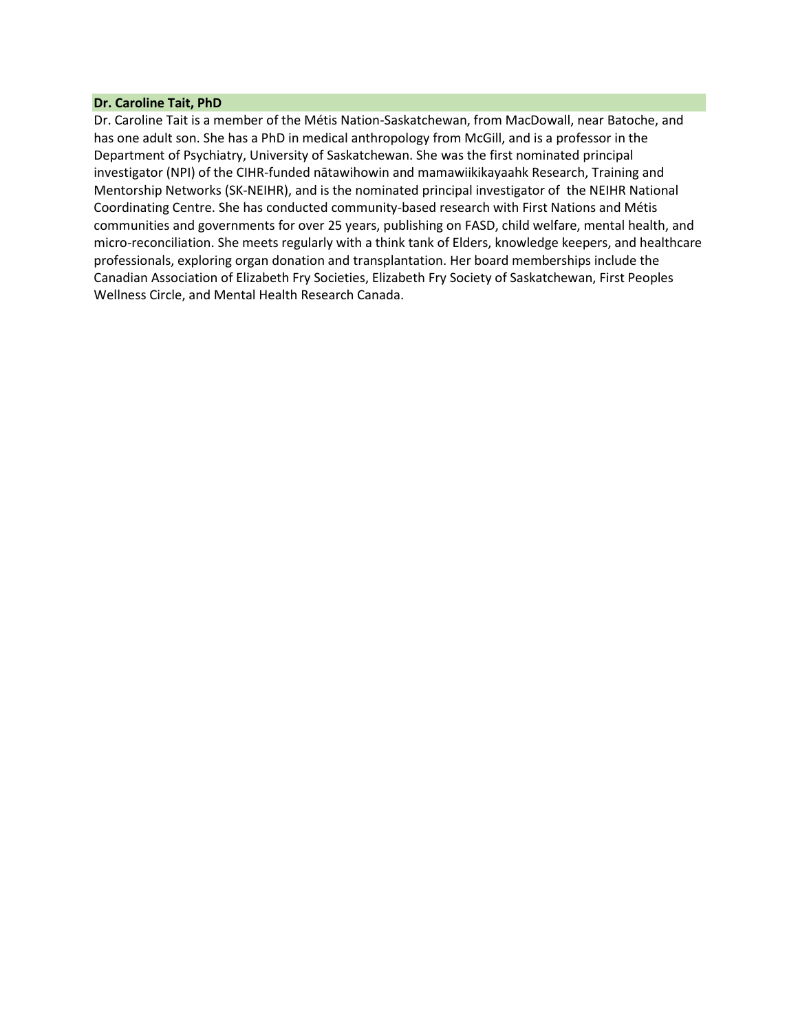**Dr. Caroline Tait, PhD**

Dr. Caroline Tait is a member of the Métis Nation-Saskatchewan, from MacDowall, near Batoche, and has one adult son. She has a PhD in medical anthropology from McGill, and is a professor in the Department of Psychiatry, University of Saskatchewan. She was the first nominated principal investigator (NPI) of the CIHR-funded nātawihowin and mamawiikikayaahk Research, Training and Mentorship Networks (SK-NEIHR), and is the nominated principal investigator of the NEIHR National Coordinating Centre. She has conducted community-based research with First Nations and Métis communities and governments for over 25 years, publishing on FASD, child welfare, mental health, and micro-reconciliation. She meets regularly with a think tank of Elders, knowledge keepers, and healthcare professionals, exploring organ donation and transplantation. Her board memberships include the Canadian Association of Elizabeth Fry Societies, Elizabeth Fry Society of Saskatchewan, First Peoples Wellness Circle, and Mental Health Research Canada.